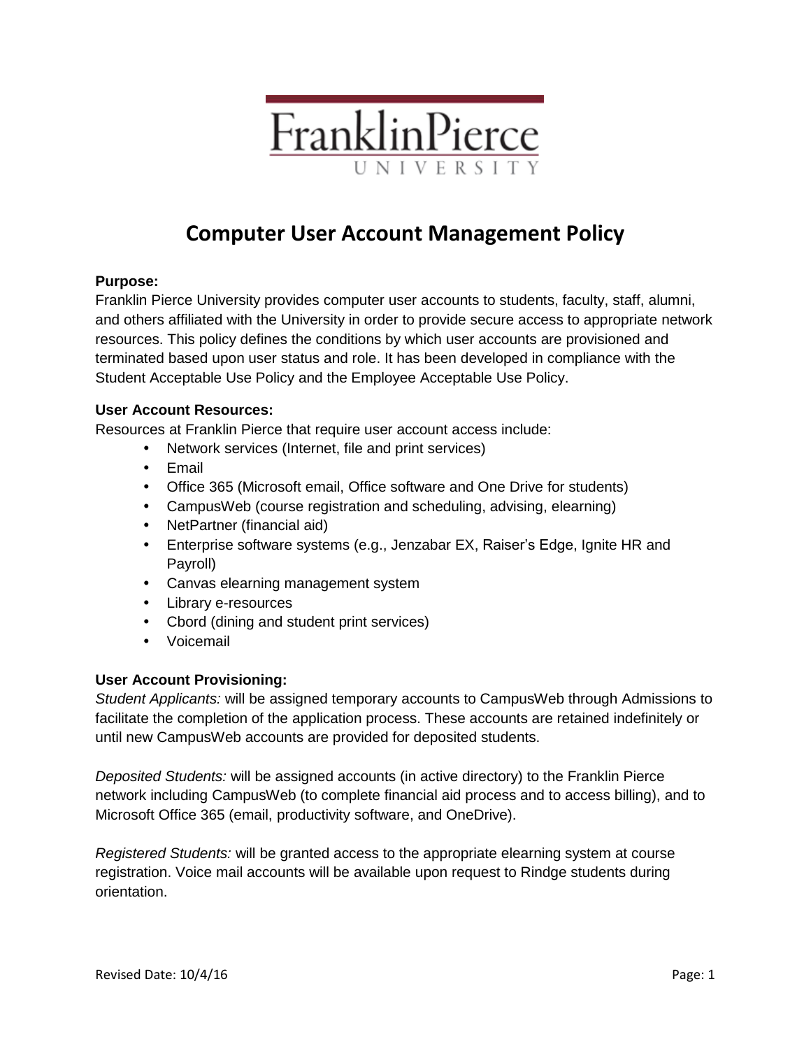Franklin Pierce University

# Computer User Account Management Policy

**Purpose:**
Franklin Pierce University provides computer user accounts to students, faculty, staff, alumni, and others affiliated with the University in order to provide secure access to appropriate network resources. This policy defines the conditions by which user accounts are provisioned and terminated based upon user status and role. It has been developed in compliance with the Student Acceptable Use Policy and the Employee Acceptable Use Policy.

**User Account Resources:**
Resources at Franklin Pierce that require user account access include:

- Network services (Internet, file and print services)
- Email
- Office 365 (Microsoft email, Office software and One Drive for students)
- CampusWeb (course registration and scheduling, advising, elearning)
- NetPartner (financial aid)
- Enterprise software systems (e.g., Jenzabar EX, Raiser's Edge, Ignite HR and Payroll)
- Canvas elearning management system
- Library e-resources
- Cbord (dining and student print services)
- Voicemail

**User Account Provisioning:**
*Student Applicants:* will be assigned temporary accounts to CampusWeb through Admissions to facilitate the completion of the application process. These accounts are retained indefinitely or until new CampusWeb accounts are provided for deposited students.

*Deposited Students:* will be assigned accounts (in active directory) to the Franklin Pierce network including CampusWeb (to complete financial aid process and to access billing), and to Microsoft Office 365 (email, productivity software, and OneDrive).

*Registered Students:* will be granted access to the appropriate elearning system at course registration. Voice mail accounts will be available upon request to Rindge students during orientation.

Revised Date: 10/4/16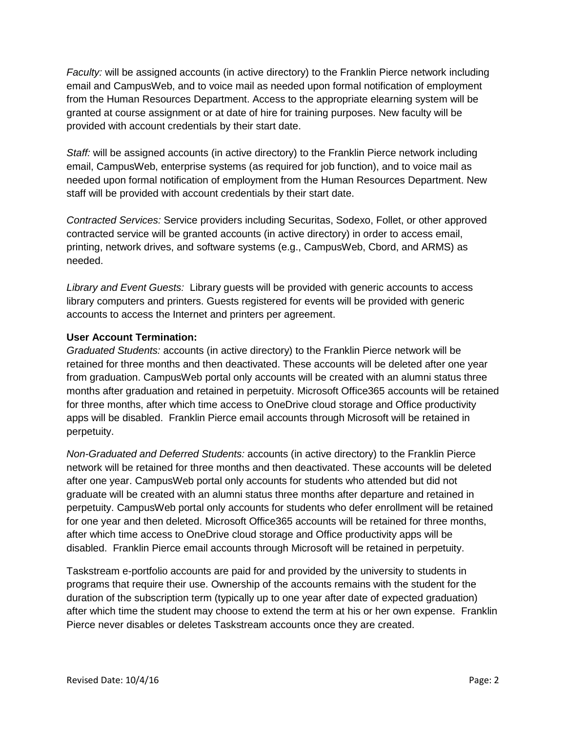*Faculty:* will be assigned accounts (in active directory) to the Franklin Pierce network including email and CampusWeb, and to voice mail as needed upon formal notification of employment from the Human Resources Department. Access to the appropriate elearning system will be granted at course assignment or at date of hire for training purposes. New faculty will be provided with account credentials by their start date.

*Staff:* will be assigned accounts (in active directory) to the Franklin Pierce network including email, CampusWeb, enterprise systems (as required for job function), and to voice mail as needed upon formal notification of employment from the Human Resources Department. New staff will be provided with account credentials by their start date.

*Contracted Services:* Service providers including Securitas, Sodexo, Follet, or other approved contracted service will be granted accounts (in active directory) in order to access email, printing, network drives, and software systems (e.g., CampusWeb, Cbord, and ARMS) as needed.

*Library and Event Guests:* Library guests will be provided with generic accounts to access library computers and printers. Guests registered for events will be provided with generic accounts to access the Internet and printers per agreement.

**User Account Termination:**

*Graduated Students:* accounts (in active directory) to the Franklin Pierce network will be retained for three months and then deactivated. These accounts will be deleted after one year from graduation. CampusWeb portal only accounts will be created with an alumni status three months after graduation and retained in perpetuity. Microsoft Office365 accounts will be retained for three months, after which time access to OneDrive cloud storage and Office productivity apps will be disabled. Franklin Pierce email accounts through Microsoft will be retained in perpetuity.

*Non-Graduated and Deferred Students:* accounts (in active directory) to the Franklin Pierce network will be retained for three months and then deactivated. These accounts will be deleted after one year. CampusWeb portal only accounts for students who attended but did not graduate will be created with an alumni status three months after departure and retained in perpetuity. CampusWeb portal only accounts for students who defer enrollment will be retained for one year and then deleted. Microsoft Office365 accounts will be retained for three months, after which time access to OneDrive cloud storage and Office productivity apps will be disabled. Franklin Pierce email accounts through Microsoft will be retained in perpetuity.

Taskstream e-portfolio accounts are paid for and provided by the university to students in programs that require their use. Ownership of the accounts remains with the student for the duration of the subscription term (typically up to one year after date of expected graduation) after which time the student may choose to extend the term at his or her own expense. Franklin Pierce never disables or deletes Taskstream accounts once they are created.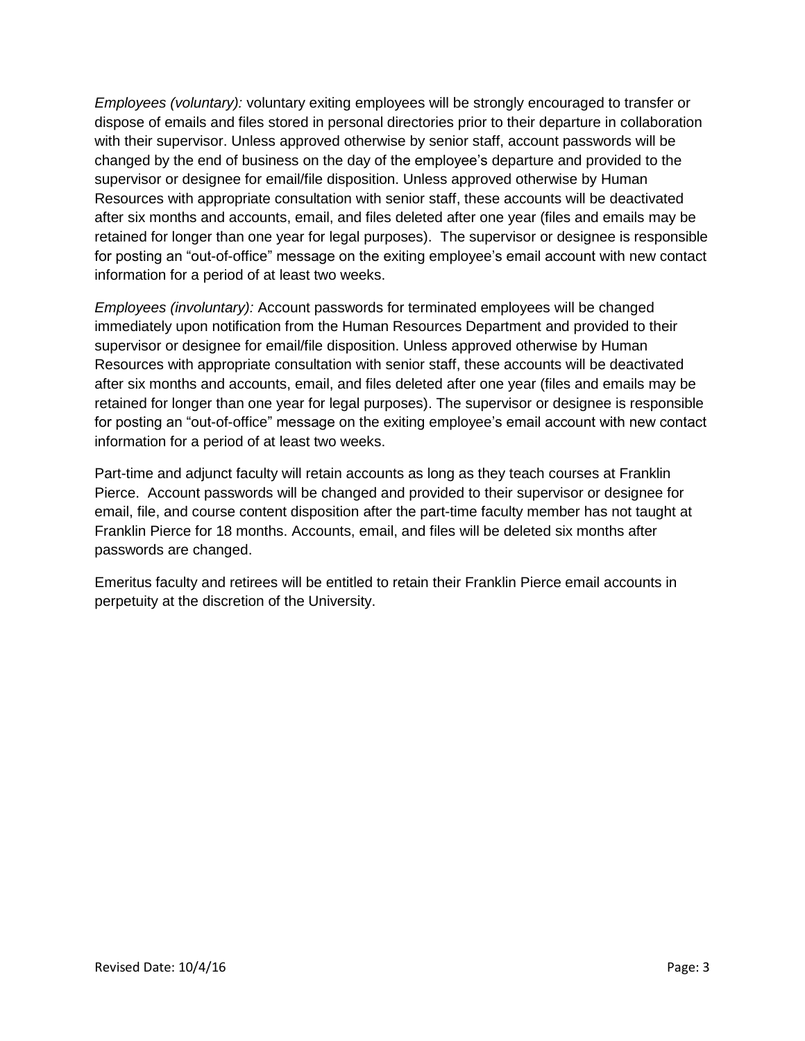*Employees (voluntary):* voluntary exiting employees will be strongly encouraged to transfer or dispose of emails and files stored in personal directories prior to their departure in collaboration with their supervisor. Unless approved otherwise by senior staff, account passwords will be changed by the end of business on the day of the employee's departure and provided to the supervisor or designee for email/file disposition. Unless approved otherwise by Human Resources with appropriate consultation with senior staff, these accounts will be deactivated after six months and accounts, email, and files deleted after one year (files and emails may be retained for longer than one year for legal purposes). The supervisor or designee is responsible for posting an "out-of-office" message on the exiting employee's email account with new contact information for a period of at least two weeks.

*Employees (involuntary):* Account passwords for terminated employees will be changed immediately upon notification from the Human Resources Department and provided to their supervisor or designee for email/file disposition. Unless approved otherwise by Human Resources with appropriate consultation with senior staff, these accounts will be deactivated after six months and accounts, email, and files deleted after one year (files and emails may be retained for longer than one year for legal purposes). The supervisor or designee is responsible for posting an "out-of-office" message on the exiting employee's email account with new contact information for a period of at least two weeks.

Part-time and adjunct faculty will retain accounts as long as they teach courses at Franklin Pierce. Account passwords will be changed and provided to their supervisor or designee for email, file, and course content disposition after the part-time faculty member has not taught at Franklin Pierce for 18 months. Accounts, email, and files will be deleted six months after passwords are changed.

Emeritus faculty and retirees will be entitled to retain their Franklin Pierce email accounts in perpetuity at the discretion of the University.

Revised Date: 10/4/16